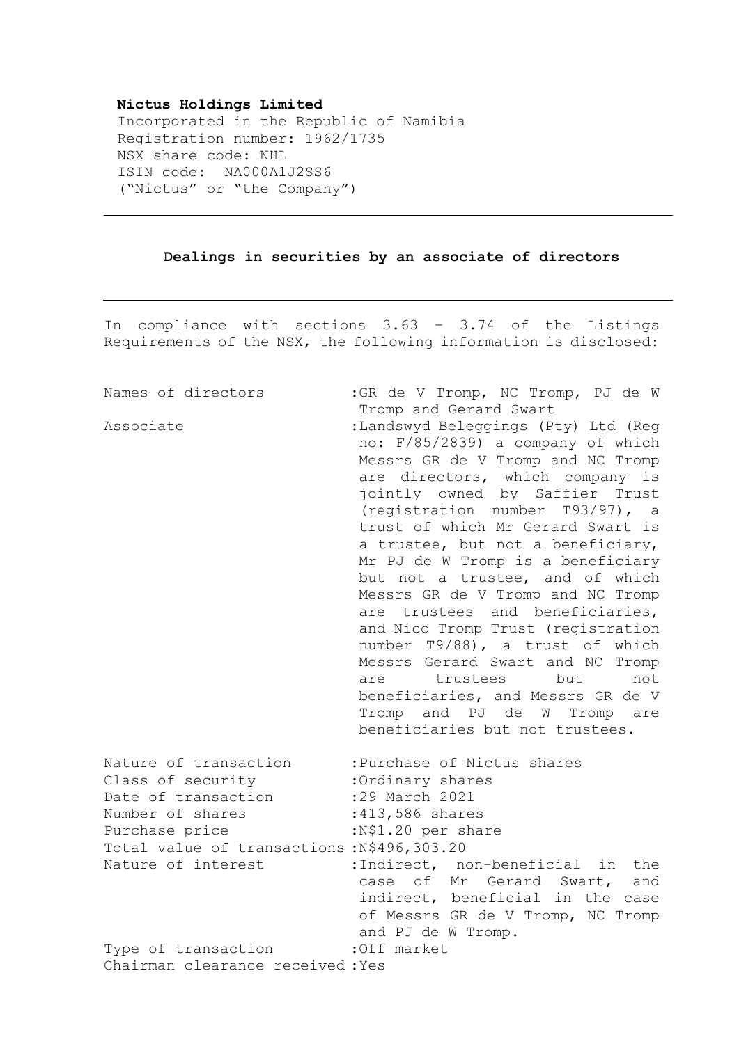**Nictus Holdings Limited**
Incorporated in the Republic of Namibia
Registration number: 1962/1735
NSX share code: NHL
ISIN code: NA000A1J2SS6
("Nictus" or "the Company")

---

**Dealings in securities by an associate of directors**

---

In compliance with sections 3.63 – 3.74 of the Listings Requirements of the NSX, the following information is disclosed:

| | |
|---|---|
| Names of directors | :GR de V Tromp, NC Tromp, PJ de W Tromp and Gerard Swart |
| Associate | :Landswyd Beleggings (Pty) Ltd (Reg no: F/85/2839) a company of which Messrs GR de V Tromp and NC Tromp are directors, which company is jointly owned by Saffier Trust (registration number T93/97), a trust of which Mr Gerard Swart is a trustee, but not a beneficiary, Mr PJ de W Tromp is a beneficiary but not a trustee, and of which Messrs GR de V Tromp and NC Tromp are trustees and beneficiaries, and Nico Tromp Trust (registration number T9/88), a trust of which Messrs Gerard Swart and NC Tromp are trustees but not beneficiaries, and Messrs GR de V Tromp and PJ de W Tromp are beneficiaries but not trustees. |
| Nature of transaction | :Purchase of Nictus shares |
| Class of security | :Ordinary shares |
| Date of transaction | :29 March 2021 |
| Number of shares | :413,586 shares |
| Purchase price | :N$1.20 per share |
| Total value of transactions | :N$496,303.20 |
| Nature of interest | :Indirect, non-beneficial in the case of Mr Gerard Swart, and indirect, beneficial in the case of Messrs GR de V Tromp, NC Tromp and PJ de W Tromp. |
| Type of transaction | :Off market |
| Chairman clearance received | :Yes |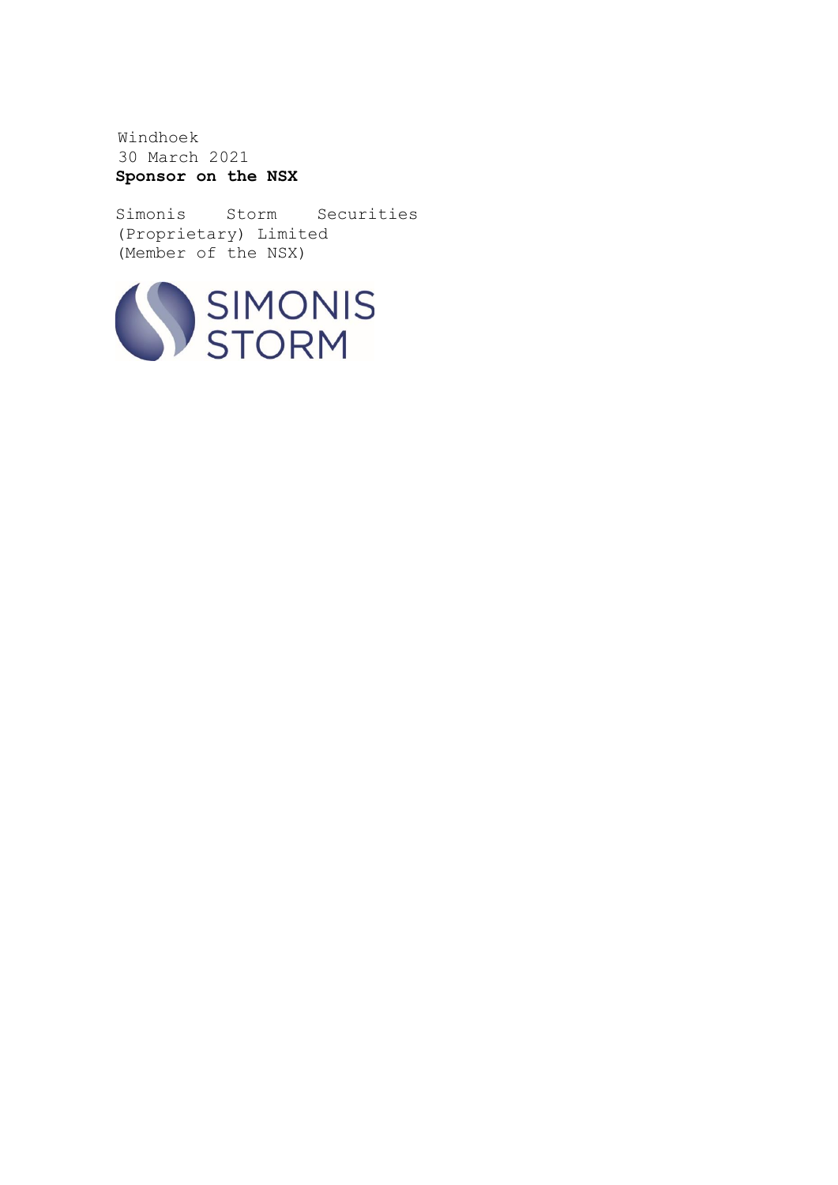Windhoek
30 March 2021

**Sponsor on the NSX**

Simonis Storm Securities (Proprietary) Limited
(Member of the NSX)

SIMONIS STORM